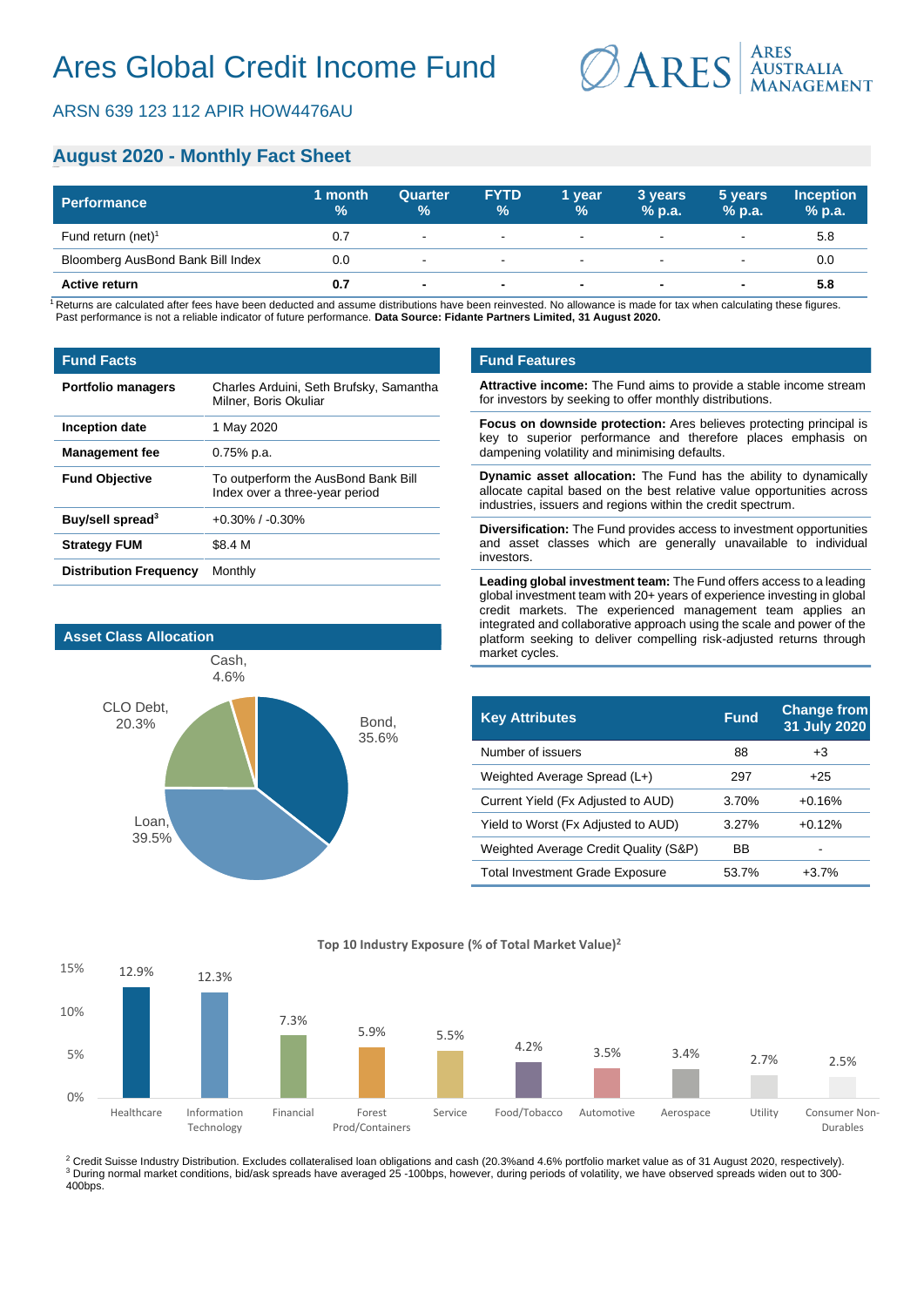# Ares Global Credit Income Fund

ARSN 639 123 112 APIR HOW4476AU

## August 2020 - Monthly Fact Sheet

| Performance | 1 month % | Quarter % | FYTD % | 1 year % | 3 years % p.a. | 5 years % p.a. | Inception % p.a. |
|---|---|---|---|---|---|---|---|
| Fund return (net)[1] | 0.7 | - | - | - | - | - | 5.8 |
| Bloomberg AusBond Bank Bill Index | 0.0 | - | - | - | - | - | 0.0 |
| **Active return** | **0.7** | **-** | **-** | **-** | **-** | **-** | **5.8** |

[1] Returns are calculated after fees have been deducted and assume distributions have been reinvested. No allowance is made for tax when calculating these figures. Past performance is not a reliable indicator of future performance. **Data Source: Fidante Partners Limited, 31 August 2020.**

### Fund Facts

| | |
|---|---|
| **Portfolio managers** | Charles Arduini, Seth Brufsky, Samantha Milner, Boris Okuliar |
| **Inception date** | 1 May 2020 |
| **Management fee** | 0.75% p.a. |
| **Fund Objective** | To outperform the AusBond Bank Bill Index over a three-year period |
| **Buy/sell spread[3]** | +0.30% / -0.30% |
| **Strategy FUM** | $8.4 M |
| **Distribution Frequency** | Monthly |

### Fund Features

**Attractive income:** The Fund aims to provide a stable income stream for investors by seeking to offer monthly distributions.

**Focus on downside protection:** Ares believes protecting principal is key to superior performance and therefore places emphasis on dampening volatility and minimising defaults.

**Dynamic asset allocation:** The Fund has the ability to dynamically allocate capital based on the best relative value opportunities across industries, issuers and regions within the credit spectrum.

**Diversification:** The Fund provides access to investment opportunities and asset classes which are generally unavailable to individual investors.

**Leading global investment team:** The Fund offers access to a leading global investment team with 20+ years of experience investing in global credit markets. The experienced management team applies an integrated and collaborative approach using the scale and power of the platform seeking to deliver compelling risk-adjusted returns through market cycles.

### Asset Class Allocation

| Asset Class | % |
|---|---|
| Bond | 35.6% |
| Loan | 39.5% |
| CLO Debt | 20.3% |
| Cash | 4.6% |

| Key Attributes | Fund | Change from 31 July 2020 |
|---|---|---|
| Number of issuers | 88 | +3 |
| Weighted Average Spread (L+) | 297 | +25 |
| Current Yield (Fx Adjusted to AUD) | 3.70% | +0.16% |
| Yield to Worst (Fx Adjusted to AUD) | 3.27% | +0.12% |
| Weighted Average Credit Quality (S&P) | BB | - |
| Total Investment Grade Exposure | 53.7% | +3.7% |

### Top 10 Industry Exposure (% of Total Market Value)[2]

| Industry | % |
|---|---|
| Healthcare | 12.9% |
| Information Technology | 12.3% |
| Financial | 7.3% |
| Forest Prod/Containers | 5.9% |
| Service | 5.5% |
| Food/Tobacco | 4.2% |
| Automotive | 3.5% |
| Aerospace | 3.4% |
| Utility | 2.7% |
| Consumer Non-Durables | 2.5% |

[2] Credit Suisse Industry Distribution. Excludes collateralised loan obligations and cash (20.3%and 4.6% portfolio market value as of 31 August 2020, respectively).
[3] During normal market conditions, bid/ask spreads have averaged 25 -100bps, however, during periods of volatility, we have observed spreads widen out to 300-400bps.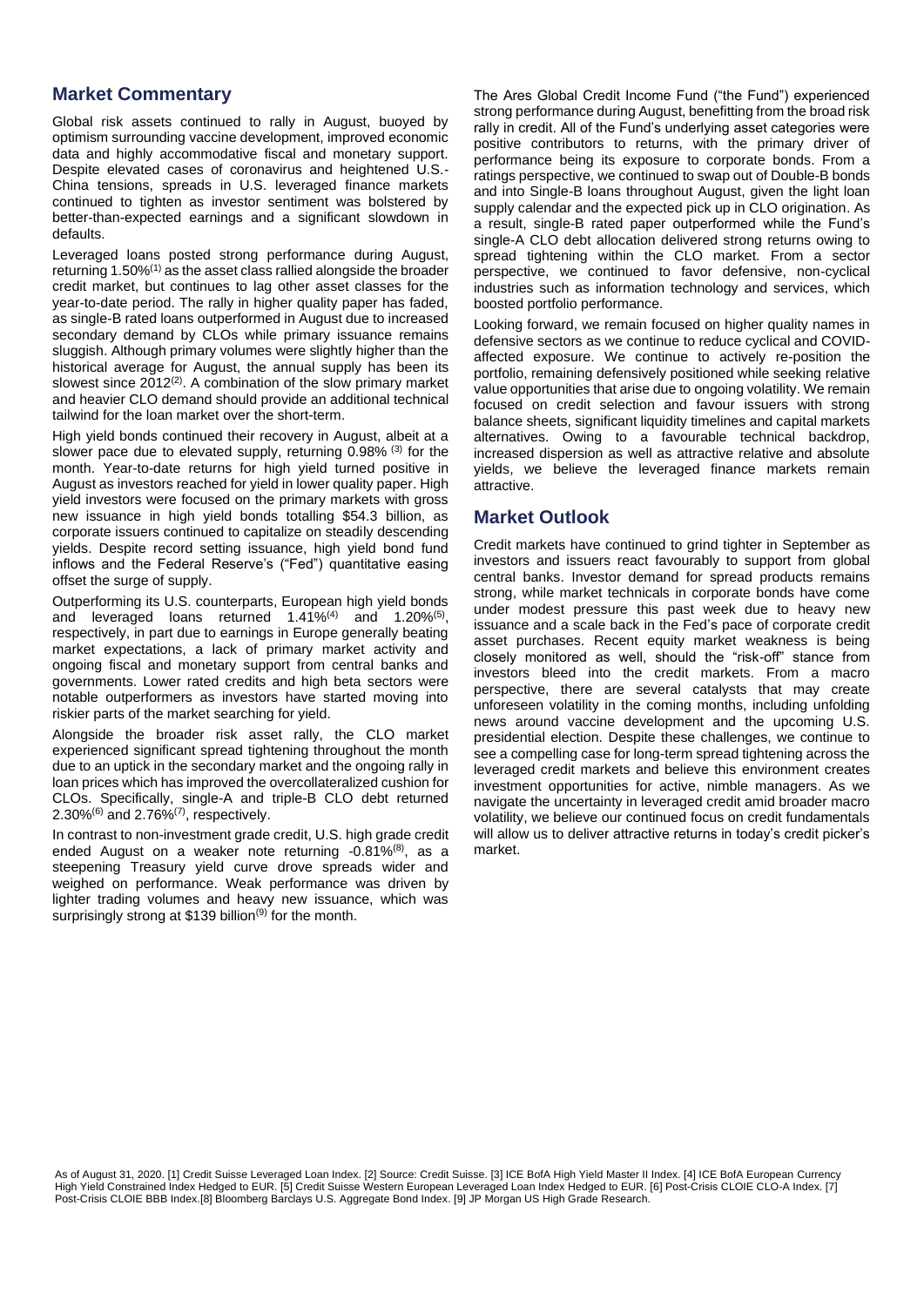## Market Commentary

Global risk assets continued to rally in August, buoyed by optimism surrounding vaccine development, improved economic data and highly accommodative fiscal and monetary support. Despite elevated cases of coronavirus and heightened U.S.-China tensions, spreads in U.S. leveraged finance markets continued to tighten as investor sentiment was bolstered by better-than-expected earnings and a significant slowdown in defaults.

Leveraged loans posted strong performance during August, returning 1.50%[1] as the asset class rallied alongside the broader credit market, but continues to lag other asset classes for the year-to-date period. The rally in higher quality paper has faded, as single-B rated loans outperformed in August due to increased secondary demand by CLOs while primary issuance remains sluggish. Although primary volumes were slightly higher than the historical average for August, the annual supply has been its slowest since 2012[2]. A combination of the slow primary market and heavier CLO demand should provide an additional technical tailwind for the loan market over the short-term.

High yield bonds continued their recovery in August, albeit at a slower pace due to elevated supply, returning 0.98% [3] for the month. Year-to-date returns for high yield turned positive in August as investors reached for yield in lower quality paper. High yield investors were focused on the primary markets with gross new issuance in high yield bonds totalling $54.3 billion, as corporate issuers continued to capitalize on steadily descending yields. Despite record setting issuance, high yield bond fund inflows and the Federal Reserve's ("Fed") quantitative easing offset the surge of supply.

Outperforming its U.S. counterparts, European high yield bonds and leveraged loans returned 1.41%[4] and 1.20%[5], respectively, in part due to earnings in Europe generally beating market expectations, a lack of primary market activity and ongoing fiscal and monetary support from central banks and governments. Lower rated credits and high beta sectors were notable outperformers as investors have started moving into riskier parts of the market searching for yield.

Alongside the broader risk asset rally, the CLO market experienced significant spread tightening throughout the month due to an uptick in the secondary market and the ongoing rally in loan prices which has improved the overcollateralized cushion for CLOs. Specifically, single-A and triple-B CLO debt returned 2.30%[6] and 2.76%[7], respectively.

In contrast to non-investment grade credit, U.S. high grade credit ended August on a weaker note returning -0.81%[8], as a steepening Treasury yield curve drove spreads wider and weighed on performance. Weak performance was driven by lighter trading volumes and heavy new issuance, which was surprisingly strong at $139 billion[9] for the month.

The Ares Global Credit Income Fund ("the Fund") experienced strong performance during August, benefitting from the broad risk rally in credit. All of the Fund's underlying asset categories were positive contributors to returns, with the primary driver of performance being its exposure to corporate bonds. From a ratings perspective, we continued to swap out of Double-B bonds and into Single-B loans throughout August, given the light loan supply calendar and the expected pick up in CLO origination. As a result, single-B rated paper outperformed while the Fund's single-A CLO debt allocation delivered strong returns owing to spread tightening within the CLO market. From a sector perspective, we continued to favor defensive, non-cyclical industries such as information technology and services, which boosted portfolio performance.

Looking forward, we remain focused on higher quality names in defensive sectors as we continue to reduce cyclical and COVID-affected exposure. We continue to actively re-position the portfolio, remaining defensively positioned while seeking relative value opportunities that arise due to ongoing volatility. We remain focused on credit selection and favour issuers with strong balance sheets, significant liquidity timelines and capital markets alternatives. Owing to a favourable technical backdrop, increased dispersion as well as attractive relative and absolute yields, we believe the leveraged finance markets remain attractive.

## Market Outlook

Credit markets have continued to grind tighter in September as investors and issuers react favourably to support from global central banks. Investor demand for spread products remains strong, while market technicals in corporate bonds have come under modest pressure this past week due to heavy new issuance and a scale back in the Fed's pace of corporate credit asset purchases. Recent equity market weakness is being closely monitored as well, should the "risk-off" stance from investors bleed into the credit markets. From a macro perspective, there are several catalysts that may create unforeseen volatility in the coming months, including unfolding news around vaccine development and the upcoming U.S. presidential election. Despite these challenges, we continue to see a compelling case for long-term spread tightening across the leveraged credit markets and believe this environment creates investment opportunities for active, nimble managers. As we navigate the uncertainty in leveraged credit amid broader macro volatility, we believe our continued focus on credit fundamentals will allow us to deliver attractive returns in today's credit picker's market.

As of August 31, 2020. [1] Credit Suisse Leveraged Loan Index. [2] Source: Credit Suisse. [3] ICE BofA High Yield Master II Index. [4] ICE BofA European Currency High Yield Constrained Index Hedged to EUR. [5] Credit Suisse Western European Leveraged Loan Index Hedged to EUR. [6] Post-Crisis CLOIE CLO-A Index. [7] Post-Crisis CLOIE BBB Index.[8] Bloomberg Barclays U.S. Aggregate Bond Index. [9] JP Morgan US High Grade Research.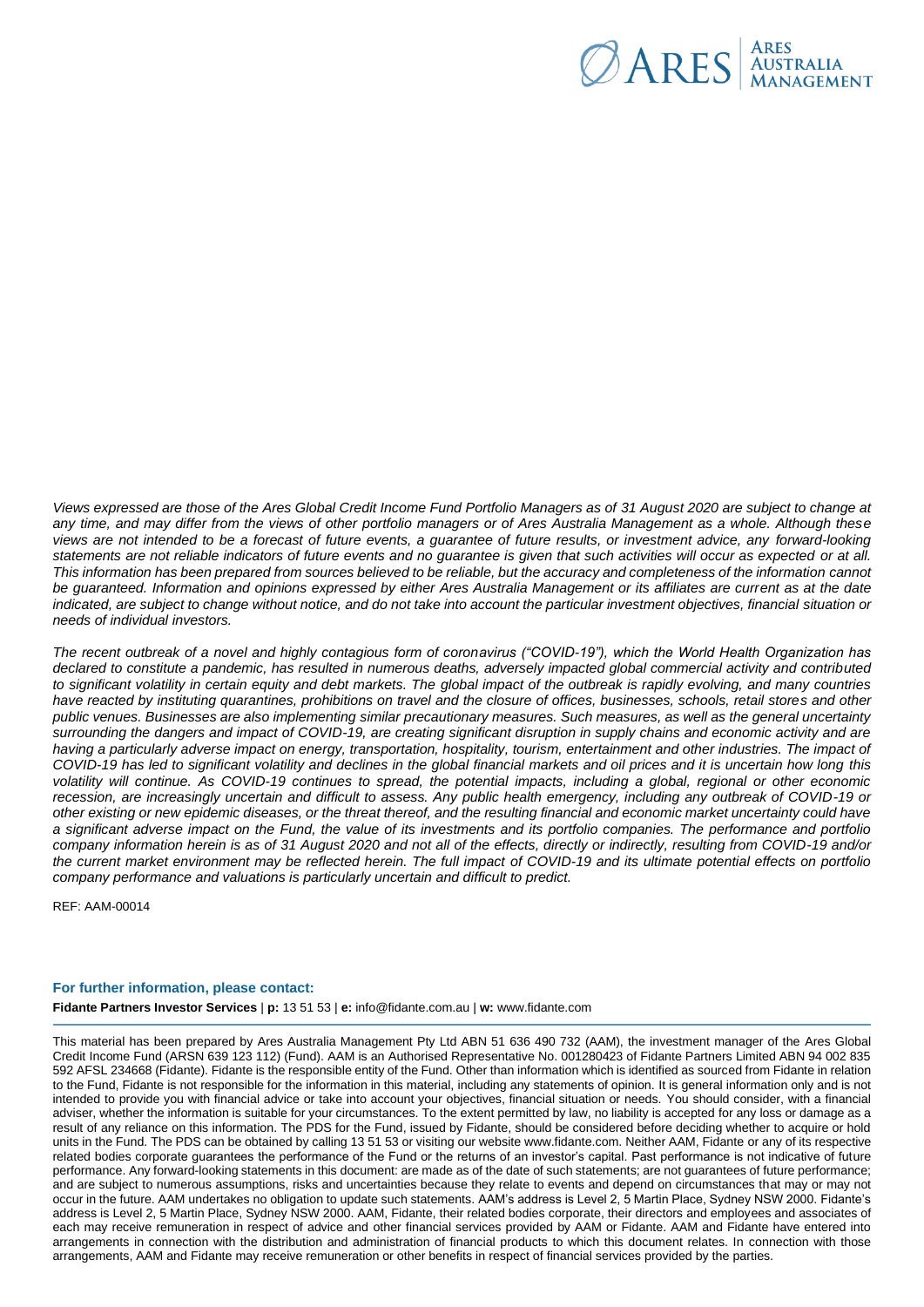*Views expressed are those of the Ares Global Credit Income Fund Portfolio Managers as of 31 August 2020 are subject to change at any time, and may differ from the views of other portfolio managers or of Ares Australia Management as a whole. Although these views are not intended to be a forecast of future events, a guarantee of future results, or investment advice, any forward-looking statements are not reliable indicators of future events and no guarantee is given that such activities will occur as expected or at all. This information has been prepared from sources believed to be reliable, but the accuracy and completeness of the information cannot be guaranteed. Information and opinions expressed by either Ares Australia Management or its affiliates are current as at the date indicated, are subject to change without notice, and do not take into account the particular investment objectives, financial situation or needs of individual investors.*

*The recent outbreak of a novel and highly contagious form of coronavirus ("COVID-19"), which the World Health Organization has declared to constitute a pandemic, has resulted in numerous deaths, adversely impacted global commercial activity and contributed to significant volatility in certain equity and debt markets. The global impact of the outbreak is rapidly evolving, and many countries have reacted by instituting quarantines, prohibitions on travel and the closure of offices, businesses, schools, retail stores and other public venues. Businesses are also implementing similar precautionary measures. Such measures, as well as the general uncertainty surrounding the dangers and impact of COVID-19, are creating significant disruption in supply chains and economic activity and are having a particularly adverse impact on energy, transportation, hospitality, tourism, entertainment and other industries. The impact of COVID-19 has led to significant volatility and declines in the global financial markets and oil prices and it is uncertain how long this volatility will continue. As COVID-19 continues to spread, the potential impacts, including a global, regional or other economic recession, are increasingly uncertain and difficult to assess. Any public health emergency, including any outbreak of COVID-19 or other existing or new epidemic diseases, or the threat thereof, and the resulting financial and economic market uncertainty could have a significant adverse impact on the Fund, the value of its investments and its portfolio companies. The performance and portfolio company information herein is as of 31 August 2020 and not all of the effects, directly or indirectly, resulting from COVID-19 and/or the current market environment may be reflected herein. The full impact of COVID-19 and its ultimate potential effects on portfolio company performance and valuations is particularly uncertain and difficult to predict.*

REF: AAM-00014

**For further information, please contact:**

**Fidante Partners Investor Services** | **p:** 13 51 53 | **e:** info@fidante.com.au | **w:** www.fidante.com

This material has been prepared by Ares Australia Management Pty Ltd ABN 51 636 490 732 (AAM), the investment manager of the Ares Global Credit Income Fund (ARSN 639 123 112) (Fund). AAM is an Authorised Representative No. 001280423 of Fidante Partners Limited ABN 94 002 835 592 AFSL 234668 (Fidante). Fidante is the responsible entity of the Fund. Other than information which is identified as sourced from Fidante in relation to the Fund, Fidante is not responsible for the information in this material, including any statements of opinion. It is general information only and is not intended to provide you with financial advice or take into account your objectives, financial situation or needs. You should consider, with a financial adviser, whether the information is suitable for your circumstances. To the extent permitted by law, no liability is accepted for any loss or damage as a result of any reliance on this information. The PDS for the Fund, issued by Fidante, should be considered before deciding whether to acquire or hold units in the Fund. The PDS can be obtained by calling 13 51 53 or visiting our website www.fidante.com. Neither AAM, Fidante or any of its respective related bodies corporate guarantees the performance of the Fund or the returns of an investor's capital. Past performance is not indicative of future performance. Any forward-looking statements in this document: are made as of the date of such statements; are not guarantees of future performance; and are subject to numerous assumptions, risks and uncertainties because they relate to events and depend on circumstances that may or may not occur in the future. AAM undertakes no obligation to update such statements. AAM's address is Level 2, 5 Martin Place, Sydney NSW 2000. Fidante's address is Level 2, 5 Martin Place, Sydney NSW 2000. AAM, Fidante, their related bodies corporate, their directors and employees and associates of each may receive remuneration in respect of advice and other financial services provided by AAM or Fidante. AAM and Fidante have entered into arrangements in connection with the distribution and administration of financial products to which this document relates. In connection with those arrangements, AAM and Fidante may receive remuneration or other benefits in respect of financial services provided by the parties.